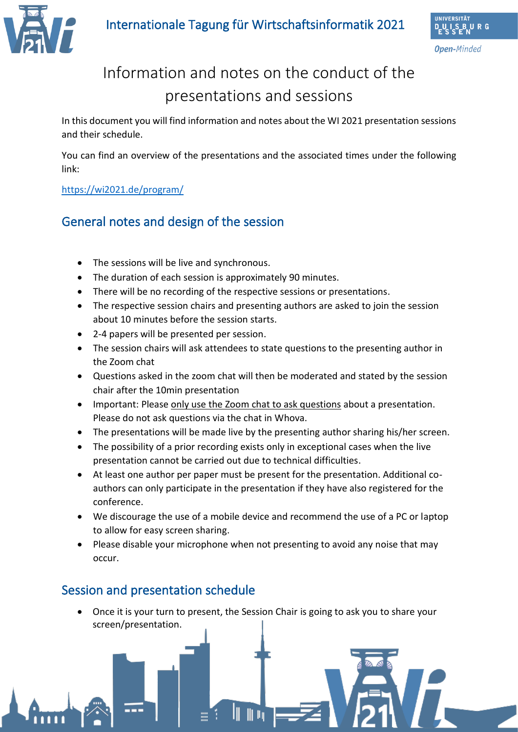# Information and notes on the conduct of the presentations and sessions

In this document you will find information and notes about the WI 2021 presentation sessions and their schedule.

You can find an overview of the presentations and the associated times under the following link:

https://wi2021.de/program/

## General notes and design of the session

- The sessions will be live and synchronous.
- The duration of each session is approximately 90 minutes.
- There will be no recording of the respective sessions or presentations.
- The respective session chairs and presenting authors are asked to join the session about 10 minutes before the session starts.
- 2-4 papers will be presented per session.
- The session chairs will ask attendees to state questions to the presenting author in the Zoom chat
- Questions asked in the zoom chat will then be moderated and stated by the session chair after the 10min presentation
- Important: Please only use the Zoom chat to ask questions about a presentation. Please do not ask questions via the chat in Whova.
- The presentations will be made live by the presenting author sharing his/her screen.
- The possibility of a prior recording exists only in exceptional cases when the live presentation cannot be carried out due to technical difficulties.
- At least one author per paper must be present for the presentation. Additional co-authors can only participate in the presentation if they have also registered for the conference.
- We discourage the use of a mobile device and recommend the use of a PC or laptop to allow for easy screen sharing.
- Please disable your microphone when not presenting to avoid any noise that may occur.

## Session and presentation schedule

- Once it is your turn to present, the Session Chair is going to ask you to share your screen/presentation.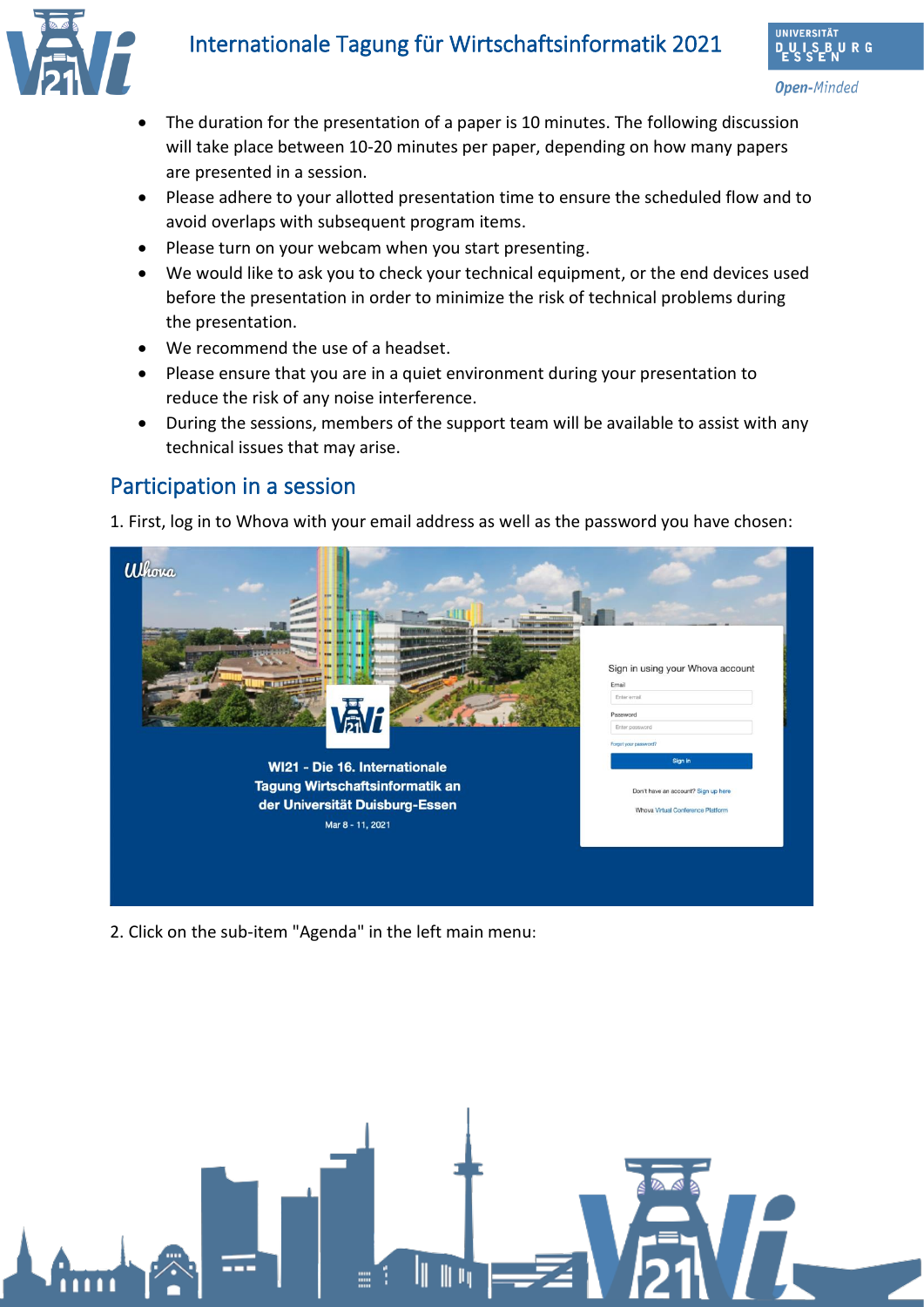- The duration for the presentation of a paper is 10 minutes. The following discussion will take place between 10-20 minutes per paper, depending on how many papers are presented in a session.
- Please adhere to your allotted presentation time to ensure the scheduled flow and to avoid overlaps with subsequent program items.
- Please turn on your webcam when you start presenting.
- We would like to ask you to check your technical equipment, or the end devices used before the presentation in order to minimize the risk of technical problems during the presentation.
- We recommend the use of a headset.
- Please ensure that you are in a quiet environment during your presentation to reduce the risk of any noise interference.
- During the sessions, members of the support team will be available to assist with any technical issues that may arise.

## Participation in a session

1. First, log in to Whova with your email address as well as the password you have chosen:

2. Click on the sub-item "Agenda" in the left main menu: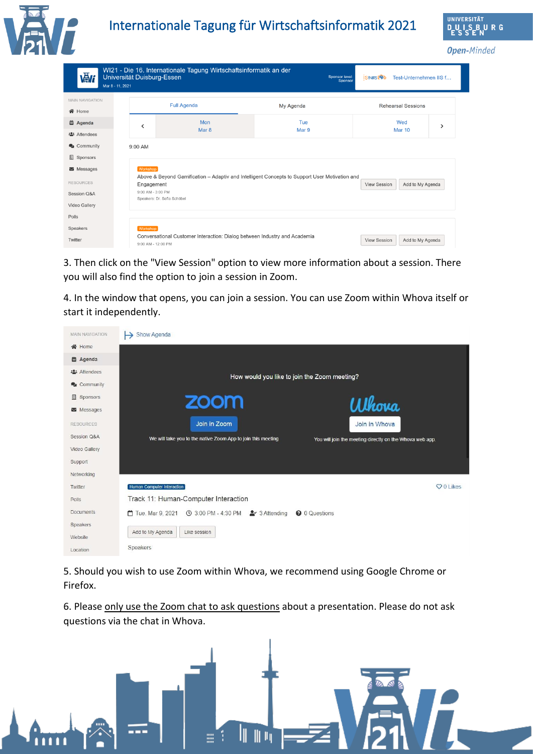3. Then click on the "View Session" option to view more information about a session. There you will also find the option to join a session in Zoom.

4. In the window that opens, you can join a session. You can use Zoom within Whova itself or start it independently.

5. Should you wish to use Zoom within Whova, we recommend using Google Chrome or Firefox.

6. Please only use the Zoom chat to ask questions about a presentation. Please do not ask questions via the chat in Whova.